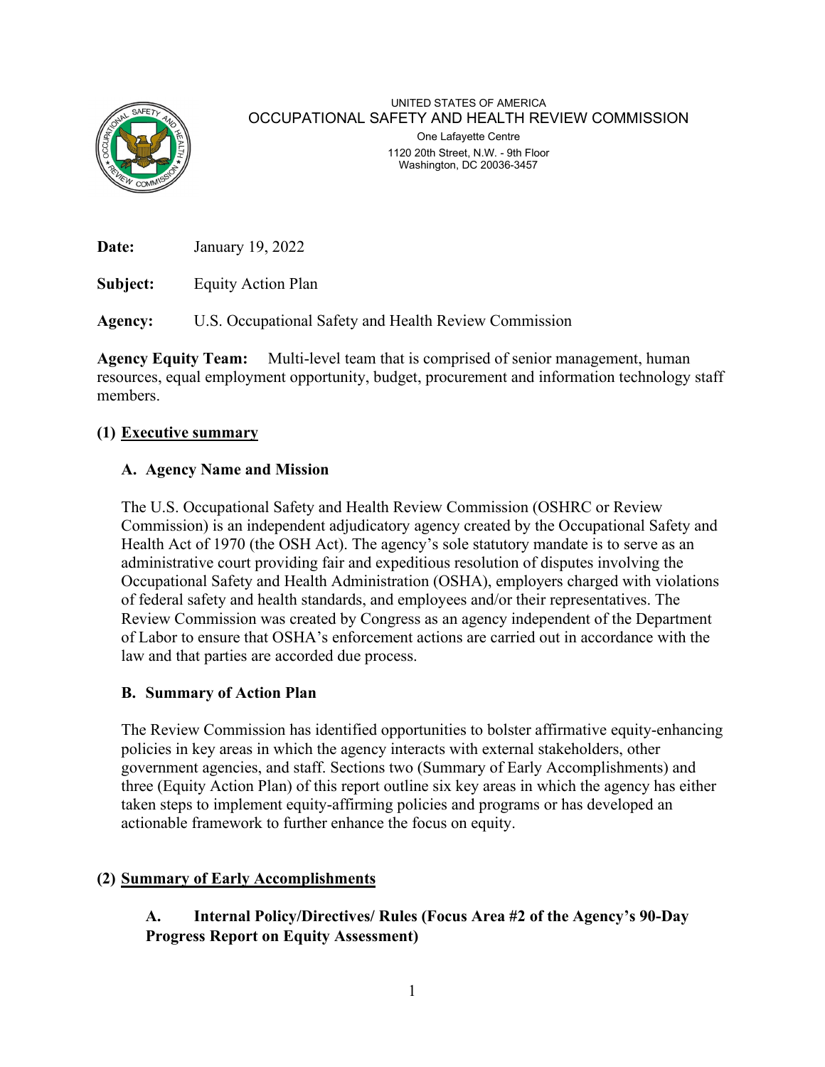UNITED STATES OF AMERICA

OCCUPATIONAL SAFETY AND HEALTH REVIEW COMMISSION

One Lafayette Centre
1120 20th Street, N.W. - 9th Floor
Washington, DC 20036-3457

**Date:** January 19, 2022

**Subject:** Equity Action Plan

**Agency:** U.S. Occupational Safety and Health Review Commission

**Agency Equity Team:** Multi-level team that is comprised of senior management, human resources, equal employment opportunity, budget, procurement and information technology staff members.

## (1) Executive summary

### A. Agency Name and Mission

The U.S. Occupational Safety and Health Review Commission (OSHRC or Review Commission) is an independent adjudicatory agency created by the Occupational Safety and Health Act of 1970 (the OSH Act). The agency's sole statutory mandate is to serve as an administrative court providing fair and expeditious resolution of disputes involving the Occupational Safety and Health Administration (OSHA), employers charged with violations of federal safety and health standards, and employees and/or their representatives. The Review Commission was created by Congress as an agency independent of the Department of Labor to ensure that OSHA's enforcement actions are carried out in accordance with the law and that parties are accorded due process.

### B. Summary of Action Plan

The Review Commission has identified opportunities to bolster affirmative equity-enhancing policies in key areas in which the agency interacts with external stakeholders, other government agencies, and staff. Sections two (Summary of Early Accomplishments) and three (Equity Action Plan) of this report outline six key areas in which the agency has either taken steps to implement equity-affirming policies and programs or has developed an actionable framework to further enhance the focus on equity.

## (2) Summary of Early Accomplishments

### A. Internal Policy/Directives/ Rules (Focus Area #2 of the Agency's 90-Day Progress Report on Equity Assessment)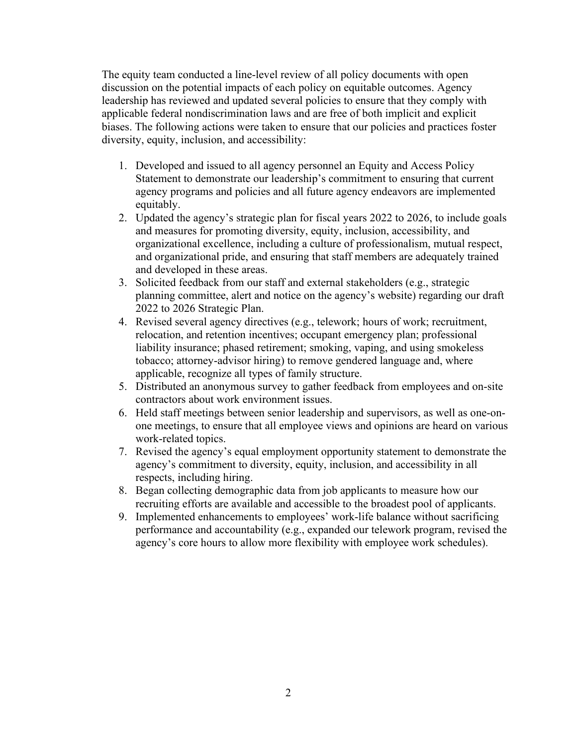The equity team conducted a line-level review of all policy documents with open discussion on the potential impacts of each policy on equitable outcomes. Agency leadership has reviewed and updated several policies to ensure that they comply with applicable federal nondiscrimination laws and are free of both implicit and explicit biases. The following actions were taken to ensure that our policies and practices foster diversity, equity, inclusion, and accessibility:

1. Developed and issued to all agency personnel an Equity and Access Policy Statement to demonstrate our leadership's commitment to ensuring that current agency programs and policies and all future agency endeavors are implemented equitably.
2. Updated the agency's strategic plan for fiscal years 2022 to 2026, to include goals and measures for promoting diversity, equity, inclusion, accessibility, and organizational excellence, including a culture of professionalism, mutual respect, and organizational pride, and ensuring that staff members are adequately trained and developed in these areas.
3. Solicited feedback from our staff and external stakeholders (e.g., strategic planning committee, alert and notice on the agency's website) regarding our draft 2022 to 2026 Strategic Plan.
4. Revised several agency directives (e.g., telework; hours of work; recruitment, relocation, and retention incentives; occupant emergency plan; professional liability insurance; phased retirement; smoking, vaping, and using smokeless tobacco; attorney-advisor hiring) to remove gendered language and, where applicable, recognize all types of family structure.
5. Distributed an anonymous survey to gather feedback from employees and on-site contractors about work environment issues.
6. Held staff meetings between senior leadership and supervisors, as well as one-on-one meetings, to ensure that all employee views and opinions are heard on various work-related topics.
7. Revised the agency's equal employment opportunity statement to demonstrate the agency's commitment to diversity, equity, inclusion, and accessibility in all respects, including hiring.
8. Began collecting demographic data from job applicants to measure how our recruiting efforts are available and accessible to the broadest pool of applicants.
9. Implemented enhancements to employees' work-life balance without sacrificing performance and accountability (e.g., expanded our telework program, revised the agency's core hours to allow more flexibility with employee work schedules).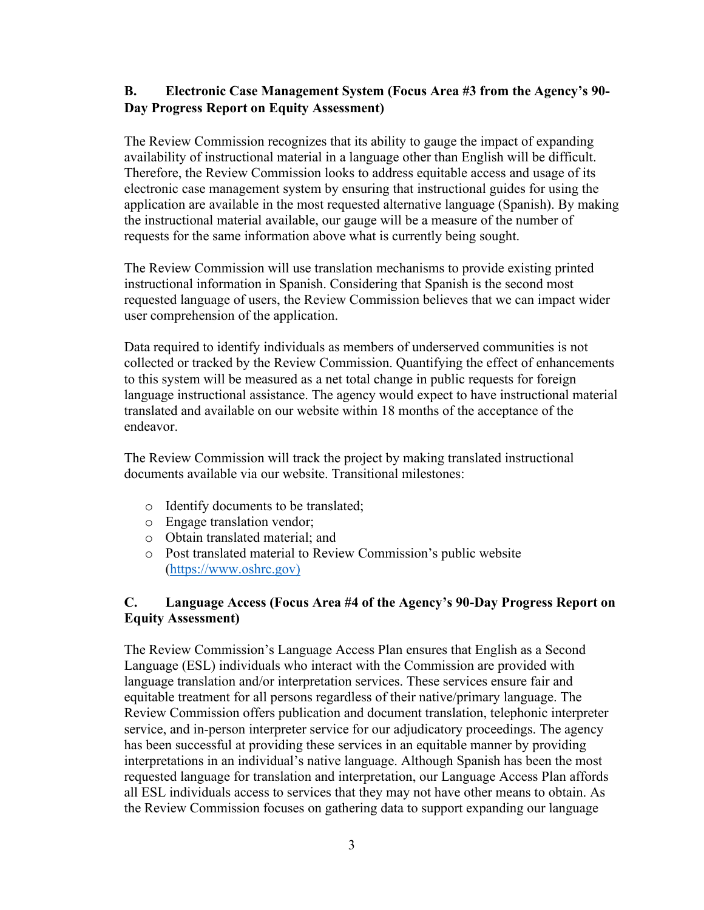### B. Electronic Case Management System (Focus Area #3 from the Agency's 90-Day Progress Report on Equity Assessment)

The Review Commission recognizes that its ability to gauge the impact of expanding availability of instructional material in a language other than English will be difficult. Therefore, the Review Commission looks to address equitable access and usage of its electronic case management system by ensuring that instructional guides for using the application are available in the most requested alternative language (Spanish). By making the instructional material available, our gauge will be a measure of the number of requests for the same information above what is currently being sought.

The Review Commission will use translation mechanisms to provide existing printed instructional information in Spanish. Considering that Spanish is the second most requested language of users, the Review Commission believes that we can impact wider user comprehension of the application.

Data required to identify individuals as members of underserved communities is not collected or tracked by the Review Commission. Quantifying the effect of enhancements to this system will be measured as a net total change in public requests for foreign language instructional assistance. The agency would expect to have instructional material translated and available on our website within 18 months of the acceptance of the endeavor.

The Review Commission will track the project by making translated instructional documents available via our website. Transitional milestones:

- Identify documents to be translated;
- Engage translation vendor;
- Obtain translated material; and
- Post translated material to Review Commission's public website ([https://www.oshrc.gov](https://www.oshrc.gov))

### C. Language Access (Focus Area #4 of the Agency's 90-Day Progress Report on Equity Assessment)

The Review Commission's Language Access Plan ensures that English as a Second Language (ESL) individuals who interact with the Commission are provided with language translation and/or interpretation services. These services ensure fair and equitable treatment for all persons regardless of their native/primary language. The Review Commission offers publication and document translation, telephonic interpreter service, and in-person interpreter service for our adjudicatory proceedings. The agency has been successful at providing these services in an equitable manner by providing interpretations in an individual's native language. Although Spanish has been the most requested language for translation and interpretation, our Language Access Plan affords all ESL individuals access to services that they may not have other means to obtain. As the Review Commission focuses on gathering data to support expanding our language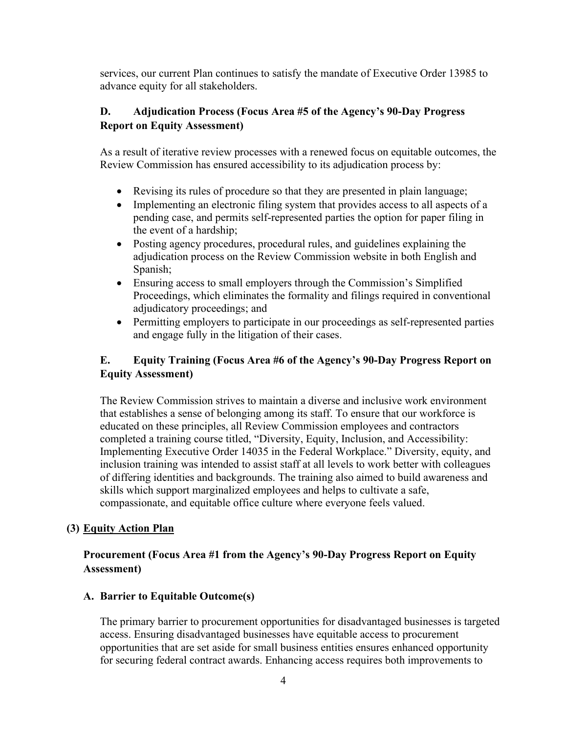services, our current Plan continues to satisfy the mandate of Executive Order 13985 to advance equity for all stakeholders.

### D. Adjudication Process (Focus Area #5 of the Agency's 90-Day Progress Report on Equity Assessment)

As a result of iterative review processes with a renewed focus on equitable outcomes, the Review Commission has ensured accessibility to its adjudication process by:

- Revising its rules of procedure so that they are presented in plain language;
- Implementing an electronic filing system that provides access to all aspects of a pending case, and permits self-represented parties the option for paper filing in the event of a hardship;
- Posting agency procedures, procedural rules, and guidelines explaining the adjudication process on the Review Commission website in both English and Spanish;
- Ensuring access to small employers through the Commission's Simplified Proceedings, which eliminates the formality and filings required in conventional adjudicatory proceedings; and
- Permitting employers to participate in our proceedings as self-represented parties and engage fully in the litigation of their cases.

### E. Equity Training (Focus Area #6 of the Agency's 90-Day Progress Report on Equity Assessment)

The Review Commission strives to maintain a diverse and inclusive work environment that establishes a sense of belonging among its staff. To ensure that our workforce is educated on these principles, all Review Commission employees and contractors completed a training course titled, "Diversity, Equity, Inclusion, and Accessibility: Implementing Executive Order 14035 in the Federal Workplace." Diversity, equity, and inclusion training was intended to assist staff at all levels to work better with colleagues of differing identities and backgrounds. The training also aimed to build awareness and skills which support marginalized employees and helps to cultivate a safe, compassionate, and equitable office culture where everyone feels valued.

## (3) Equity Action Plan

### Procurement (Focus Area #1 from the Agency's 90-Day Progress Report on Equity Assessment)

#### A. Barrier to Equitable Outcome(s)

The primary barrier to procurement opportunities for disadvantaged businesses is targeted access. Ensuring disadvantaged businesses have equitable access to procurement opportunities that are set aside for small business entities ensures enhanced opportunity for securing federal contract awards. Enhancing access requires both improvements to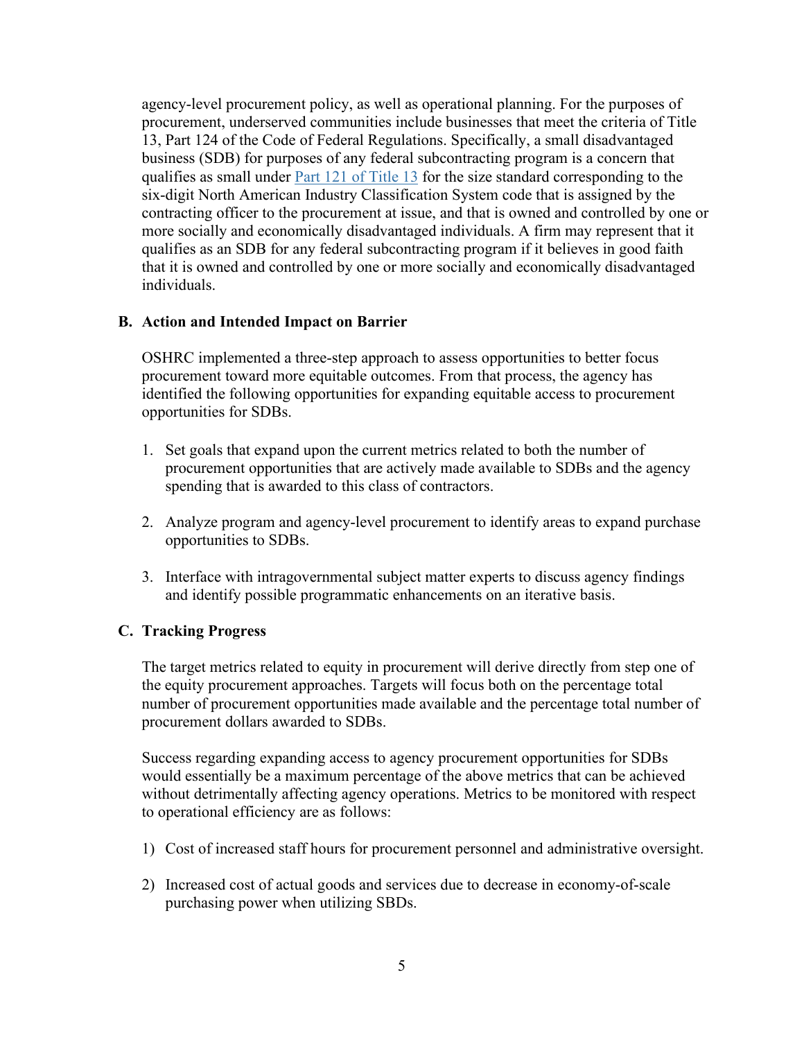agency-level procurement policy, as well as operational planning. For the purposes of procurement, underserved communities include businesses that meet the criteria of Title 13, Part 124 of the Code of Federal Regulations. Specifically, a small disadvantaged business (SDB) for purposes of any federal subcontracting program is a concern that qualifies as small under [Part 121 of Title 13](#) for the size standard corresponding to the six-digit North American Industry Classification System code that is assigned by the contracting officer to the procurement at issue, and that is owned and controlled by one or more socially and economically disadvantaged individuals. A firm may represent that it qualifies as an SDB for any federal subcontracting program if it believes in good faith that it is owned and controlled by one or more socially and economically disadvantaged individuals.

### B. Action and Intended Impact on Barrier

OSHRC implemented a three-step approach to assess opportunities to better focus procurement toward more equitable outcomes. From that process, the agency has identified the following opportunities for expanding equitable access to procurement opportunities for SDBs.

1. Set goals that expand upon the current metrics related to both the number of procurement opportunities that are actively made available to SDBs and the agency spending that is awarded to this class of contractors.

2. Analyze program and agency-level procurement to identify areas to expand purchase opportunities to SDBs.

3. Interface with intragovernmental subject matter experts to discuss agency findings and identify possible programmatic enhancements on an iterative basis.

### C. Tracking Progress

The target metrics related to equity in procurement will derive directly from step one of the equity procurement approaches. Targets will focus both on the percentage total number of procurement opportunities made available and the percentage total number of procurement dollars awarded to SDBs.

Success regarding expanding access to agency procurement opportunities for SDBs would essentially be a maximum percentage of the above metrics that can be achieved without detrimentally affecting agency operations. Metrics to be monitored with respect to operational efficiency are as follows:

1) Cost of increased staff hours for procurement personnel and administrative oversight.

2) Increased cost of actual goods and services due to decrease in economy-of-scale purchasing power when utilizing SBDs.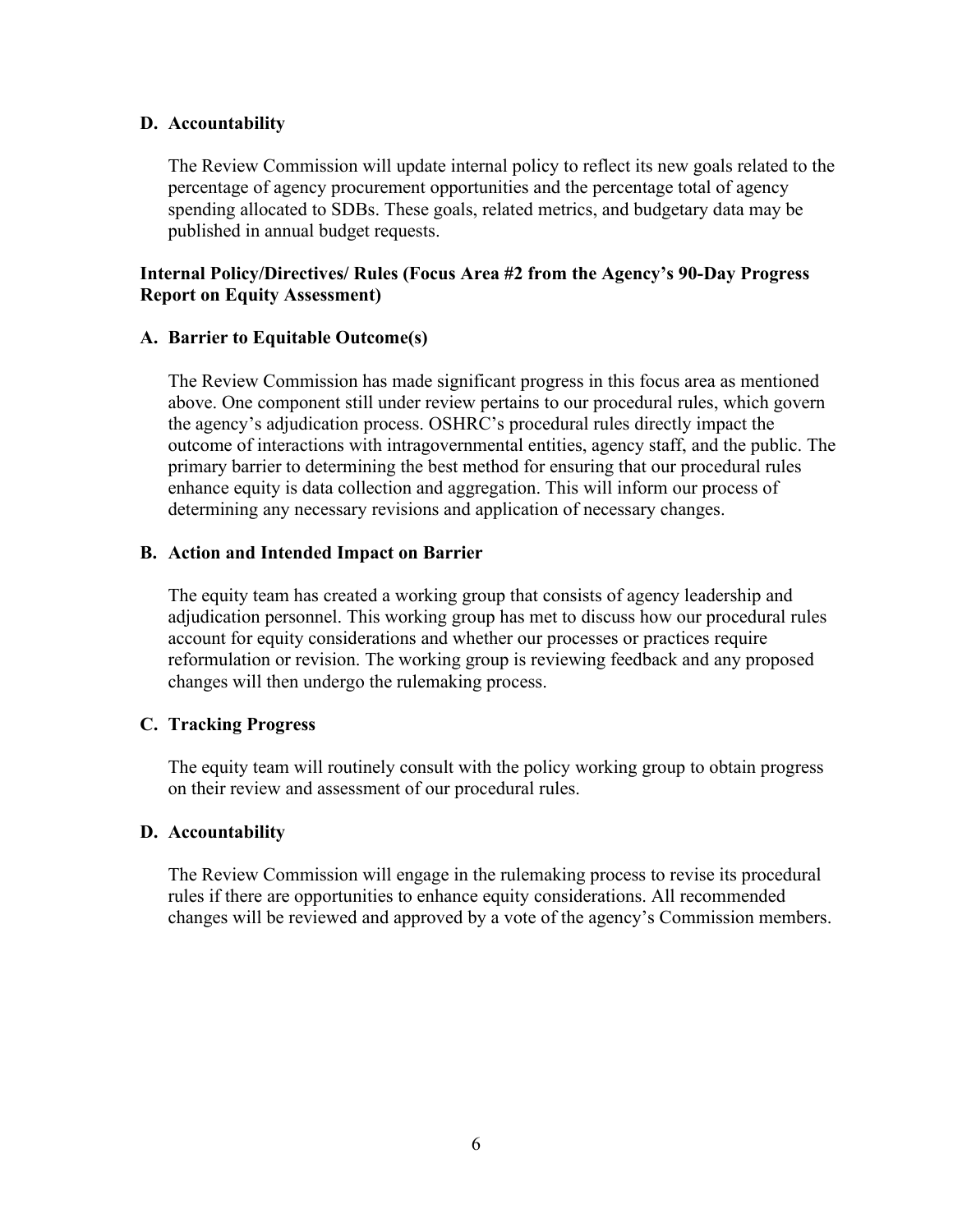### D. Accountability

The Review Commission will update internal policy to reflect its new goals related to the percentage of agency procurement opportunities and the percentage total of agency spending allocated to SDBs. These goals, related metrics, and budgetary data may be published in annual budget requests.

## Internal Policy/Directives/ Rules (Focus Area #2 from the Agency's 90-Day Progress Report on Equity Assessment)

### A. Barrier to Equitable Outcome(s)

The Review Commission has made significant progress in this focus area as mentioned above. One component still under review pertains to our procedural rules, which govern the agency's adjudication process. OSHRC's procedural rules directly impact the outcome of interactions with intragovernmental entities, agency staff, and the public. The primary barrier to determining the best method for ensuring that our procedural rules enhance equity is data collection and aggregation. This will inform our process of determining any necessary revisions and application of necessary changes.

### B. Action and Intended Impact on Barrier

The equity team has created a working group that consists of agency leadership and adjudication personnel. This working group has met to discuss how our procedural rules account for equity considerations and whether our processes or practices require reformulation or revision. The working group is reviewing feedback and any proposed changes will then undergo the rulemaking process.

### C. Tracking Progress

The equity team will routinely consult with the policy working group to obtain progress on their review and assessment of our procedural rules.

### D. Accountability

The Review Commission will engage in the rulemaking process to revise its procedural rules if there are opportunities to enhance equity considerations. All recommended changes will be reviewed and approved by a vote of the agency's Commission members.